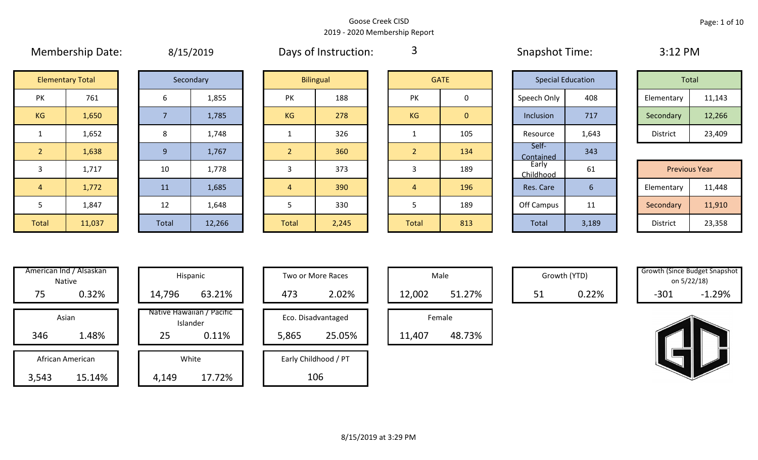Goose Creek CISD

2019 - 2020 Membership Report

Membership Date: 8/15/2019

Days of Instruction: 3

Snapshot Time: 3:12 PM

| Elementary Total | |
|---|---|
| PK | 761 |
| KG | 1,650 |
| 1 | 1,652 |
| 2 | 1,638 |
| 3 | 1,717 |
| 4 | 1,772 |
| 5 | 1,847 |
| Total | 11,037 |

| Secondary | |
|---|---|
| 6 | 1,855 |
| 7 | 1,785 |
| 8 | 1,748 |
| 9 | 1,767 |
| 10 | 1,778 |
| 11 | 1,685 |
| 12 | 1,648 |
| Total | 12,266 |

| Bilingual | |
|---|---|
| PK | 188 |
| KG | 278 |
| 1 | 326 |
| 2 | 360 |
| 3 | 373 |
| 4 | 390 |
| 5 | 330 |
| Total | 2,245 |

| GATE | |
|---|---|
| PK | 0 |
| KG | 0 |
| 1 | 105 |
| 2 | 134 |
| 3 | 189 |
| 4 | 196 |
| 5 | 189 |
| Total | 813 |

| Special Education | |
|---|---|
| Speech Only | 408 |
| Inclusion | 717 |
| Resource | 1,643 |
| Self-Contained | 343 |
| Early Childhood | 61 |
| Res. Care | 6 |
| Off Campus | 11 |
| Total | 3,189 |

| Total | |
|---|---|
| Elementary | 11,143 |
| Secondary | 12,266 |
| District | 23,409 |

| Previous Year | |
|---|---|
| Elementary | 11,448 |
| Secondary | 11,910 |
| District | 23,358 |

| Category | Count | Percent |
|---|---|---|
| American Ind / Alsaskan Native | 75 | 0.32% |
| Asian | 346 | 1.48% |
| African American | 3,543 | 15.14% |
| Hispanic | 14,796 | 63.21% |
| Native Hawaiian / Pacific Islander | 25 | 0.11% |
| White | 4,149 | 17.72% |
| Two or More Races | 473 | 2.02% |
| Eco. Disadvantaged | 5,865 | 25.05% |
| Early Childhood / PT | 106 | |
| Male | 12,002 | 51.27% |
| Female | 11,407 | 48.73% |
| Growth (YTD) | 51 | 0.22% |
| Growth (Since Budget Snapshot on 5/22/18) | -301 | -1.29% |

8/15/2019 at 3:29 PM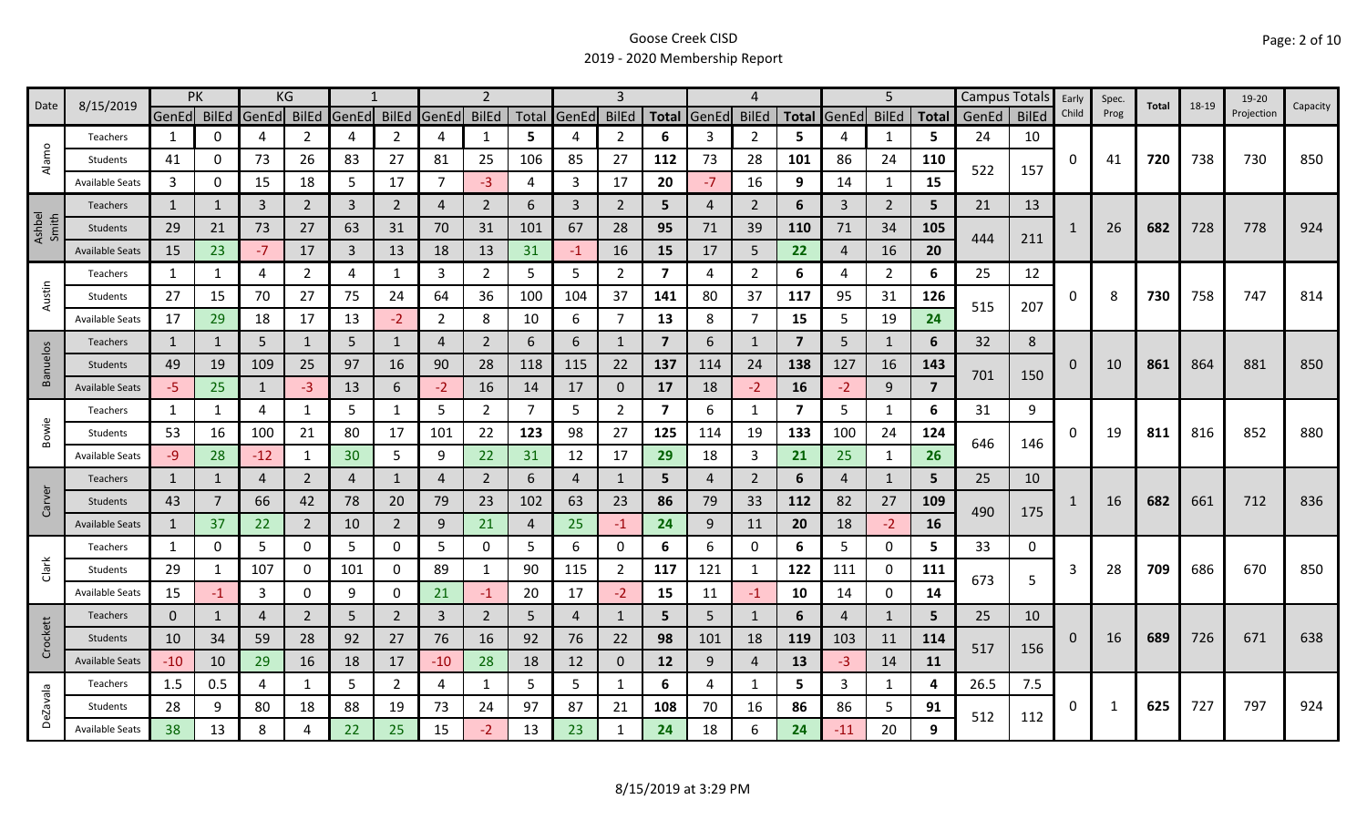Goose Creek CISD

2019 - 2020 Membership Report

| Date | 8/15/2019 | PK | | KG | | 1 | | 2 | | | 3 | | | 4 | | | 5 | | | Campus Totals | | Early Child | Spec. Prog | Total | 18-19 | 19-20 Projection | Capacity |
|---|---|---|---|---|---|---|---|---|---|---|---|---|---|---|---|---|---|---|---|---|---|---|---|---|---|---|---|
| | | GenEd | BilEd | GenEd | BilEd | GenEd | BilEd | GenEd | BilEd | Total | GenEd | BilEd | Total | GenEd | BilEd | Total | GenEd | BilEd | Total | GenEd | BilEd | | | | | | |
| Alamo | Teachers | 1 | 0 | 4 | 2 | 4 | 2 | 4 | 1 | 5 | 4 | 2 | 6 | 3 | 2 | 5 | 4 | 1 | 5 | 24 | 10 | 0 | 41 | 720 | 738 | 730 | 850 |
| | Students | 41 | 0 | 73 | 26 | 83 | 27 | 81 | 25 | 106 | 85 | 27 | 112 | 73 | 28 | 101 | 86 | 24 | 110 | 522 | 157 | | | | | | |
| | Available Seats | 3 | 0 | 15 | 18 | 5 | 17 | 7 | -3 | 4 | 3 | 17 | 20 | -7 | 16 | 9 | 14 | 1 | 15 | | | | | | | | |
| Ashbel Smith | Teachers | 1 | 1 | 3 | 2 | 3 | 2 | 4 | 2 | 6 | 3 | 2 | 5 | 4 | 2 | 6 | 3 | 2 | 5 | 21 | 13 | 1 | 26 | 682 | 728 | 778 | 924 |
| | Students | 29 | 21 | 73 | 27 | 63 | 31 | 70 | 31 | 101 | 67 | 28 | 95 | 71 | 39 | 110 | 71 | 34 | 105 | 444 | 211 | | | | | | |
| | Available Seats | 15 | 23 | -7 | 17 | 3 | 13 | 18 | 13 | 31 | -1 | 16 | 15 | 17 | 5 | 22 | 4 | 16 | 20 | | | | | | | | |
| Austin | Teachers | 1 | 1 | 4 | 2 | 4 | 1 | 3 | 2 | 5 | 5 | 2 | 7 | 4 | 2 | 6 | 4 | 2 | 6 | 25 | 12 | 0 | 8 | 730 | 758 | 747 | 814 |
| | Students | 27 | 15 | 70 | 27 | 75 | 24 | 64 | 36 | 100 | 104 | 37 | 141 | 80 | 37 | 117 | 95 | 31 | 126 | 515 | 207 | | | | | | |
| | Available Seats | 17 | 29 | 18 | 17 | 13 | -2 | 2 | 8 | 10 | 6 | 7 | 13 | 8 | 7 | 15 | 5 | 19 | 24 | | | | | | | | |
| Banuelos | Teachers | 1 | 1 | 5 | 1 | 5 | 1 | 4 | 2 | 6 | 6 | 1 | 7 | 6 | 1 | 7 | 5 | 1 | 6 | 32 | 8 | 0 | 10 | 861 | 864 | 881 | 850 |
| | Students | 49 | 19 | 109 | 25 | 97 | 16 | 90 | 28 | 118 | 115 | 22 | 137 | 114 | 24 | 138 | 127 | 16 | 143 | 701 | 150 | | | | | | |
| | Available Seats | -5 | 25 | 1 | -3 | 13 | 6 | -2 | 16 | 14 | 17 | 0 | 17 | 18 | -2 | 16 | -2 | 9 | 7 | | | | | | | | |
| Bowie | Teachers | 1 | 1 | 4 | 1 | 5 | 1 | 5 | 2 | 7 | 5 | 2 | 7 | 6 | 1 | 7 | 5 | 1 | 6 | 31 | 9 | 0 | 19 | 811 | 816 | 852 | 880 |
| | Students | 53 | 16 | 100 | 21 | 80 | 17 | 101 | 22 | 123 | 98 | 27 | 125 | 114 | 19 | 133 | 100 | 24 | 124 | 646 | 146 | | | | | | |
| | Available Seats | -9 | 28 | -12 | 1 | 30 | 5 | 9 | 22 | 31 | 12 | 17 | 29 | 18 | 3 | 21 | 25 | 1 | 26 | | | | | | | | |
| Carver | Teachers | 1 | 1 | 4 | 2 | 4 | 1 | 4 | 2 | 6 | 4 | 1 | 5 | 4 | 2 | 6 | 4 | 1 | 5 | 25 | 10 | 1 | 16 | 682 | 661 | 712 | 836 |
| | Students | 43 | 7 | 66 | 42 | 78 | 20 | 79 | 23 | 102 | 63 | 23 | 86 | 79 | 33 | 112 | 82 | 27 | 109 | 490 | 175 | | | | | | |
| | Available Seats | 1 | 37 | 22 | 2 | 10 | 2 | 9 | 21 | 4 | 25 | -1 | 24 | 9 | 11 | 20 | 18 | -2 | 16 | | | | | | | | |
| Clark | Teachers | 1 | 0 | 5 | 0 | 5 | 0 | 5 | 0 | 5 | 6 | 0 | 6 | 6 | 0 | 6 | 5 | 0 | 5 | 33 | 0 | 3 | 28 | 709 | 686 | 670 | 850 |
| | Students | 29 | 1 | 107 | 0 | 101 | 0 | 89 | 1 | 90 | 115 | 2 | 117 | 121 | 1 | 122 | 111 | 0 | 111 | 673 | 5 | | | | | | |
| | Available Seats | 15 | -1 | 3 | 0 | 9 | 0 | 21 | -1 | 20 | 17 | -2 | 15 | 11 | -1 | 10 | 14 | 0 | 14 | | | | | | | | |
| Crockett | Teachers | 0 | 1 | 4 | 2 | 5 | 2 | 3 | 2 | 5 | 4 | 1 | 5 | 5 | 1 | 6 | 4 | 1 | 5 | 25 | 10 | 0 | 16 | 689 | 726 | 671 | 638 |
| | Students | 10 | 34 | 59 | 28 | 92 | 27 | 76 | 16 | 92 | 76 | 22 | 98 | 101 | 18 | 119 | 103 | 11 | 114 | 517 | 156 | | | | | | |
| | Available Seats | -10 | 10 | 29 | 16 | 18 | 17 | -10 | 28 | 18 | 12 | 0 | 12 | 9 | 4 | 13 | -3 | 14 | 11 | | | | | | | | |
| DeZavala | Teachers | 1.5 | 0.5 | 4 | 1 | 5 | 2 | 4 | 1 | 5 | 5 | 1 | 6 | 4 | 1 | 5 | 3 | 1 | 4 | 26.5 | 7.5 | 0 | 1 | 625 | 727 | 797 | 924 |
| | Students | 28 | 9 | 80 | 18 | 88 | 19 | 73 | 24 | 97 | 87 | 21 | 108 | 70 | 16 | 86 | 86 | 5 | 91 | 512 | 112 | | | | | | |
| | Available Seats | 38 | 13 | 8 | 4 | 22 | 25 | 15 | -2 | 13 | 23 | 1 | 24 | 18 | 6 | 24 | -11 | 20 | 9 | | | | | | | | |

8/15/2019 at 3:29 PM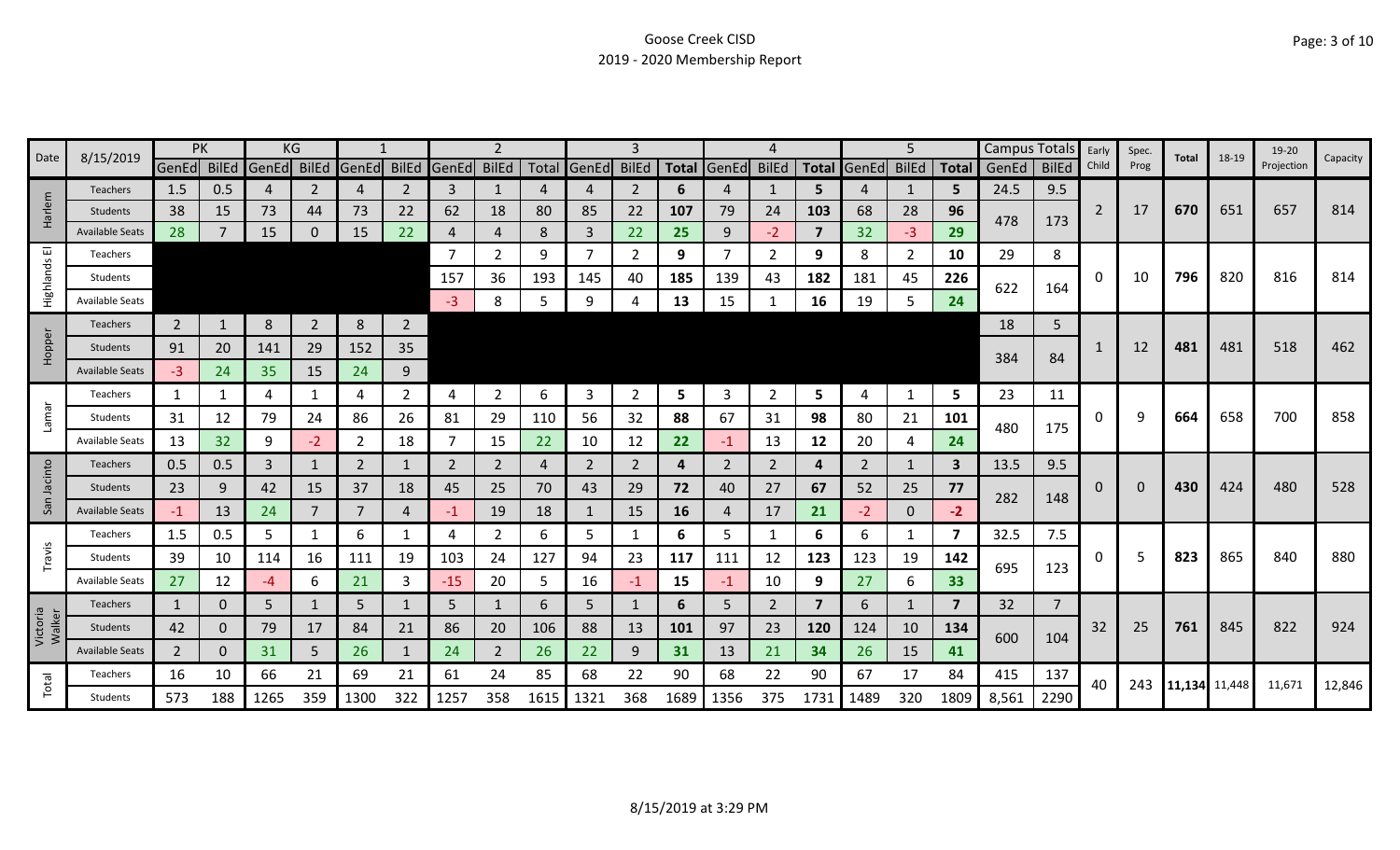Goose Creek CISD
2019 - 2020 Membership Report

| Date | 8/15/2019 | PK | | KG | | 1 | | 2 | | | 3 | | | 4 | | | 5 | | | Campus Totals | | Early Child | Spec. Prog | Total | 18-19 | 19-20 Projection | Capacity |
|---|---|---|---|---|---|---|---|---|---|---|---|---|---|---|---|---|---|---|---|---|---|---|---|---|---|---|---|
| | | GenEd | BilEd | GenEd | BilEd | GenEd | BilEd | GenEd | BilEd | Total | GenEd | BilEd | Total | GenEd | BilEd | Total | GenEd | BilEd | Total | GenEd | BilEd | | | | | | |
| Harlem | Teachers | 1.5 | 0.5 | 4 | 2 | 4 | 2 | 3 | 1 | 4 | 4 | 2 | **6** | 4 | 1 | **5** | 4 | 1 | **5** | 24.5 | 9.5 | 2 | 17 | **670** | 651 | 657 | 814 |
| | Students | 38 | 15 | 73 | 44 | 73 | 22 | 62 | 18 | 80 | 85 | 22 | **107** | 79 | 24 | **103** | 68 | 28 | **96** | 478 | 173 | | | | | | |
| | Available Seats | 28 | 7 | 15 | 0 | 15 | 22 | 4 | 4 | 8 | 3 | 22 | **25** | 9 | -2 | **7** | 32 | -3 | **29** | | | | | | | | |
| Highlands El | Teachers | | | | | | | 7 | 2 | 9 | 7 | 2 | **9** | 7 | 2 | **9** | 8 | 2 | **10** | 29 | 8 | 0 | 10 | **796** | 820 | 816 | 814 |
| | Students | | | | | | | 157 | 36 | 193 | 145 | 40 | **185** | 139 | 43 | **182** | 181 | 45 | **226** | 622 | 164 | | | | | | |
| | Available Seats | | | | | | | -3 | 8 | 5 | 9 | 4 | **13** | 15 | 1 | **16** | 19 | 5 | **24** | | | | | | | | |
| Hopper | Teachers | 2 | 1 | 8 | 2 | 8 | 2 | | | | | | | | | | | | | 18 | 5 | 1 | 12 | **481** | 481 | 518 | 462 |
| | Students | 91 | 20 | 141 | 29 | 152 | 35 | | | | | | | | | | | | | 384 | 84 | | | | | | |
| | Available Seats | -3 | 24 | 35 | 15 | 24 | 9 | | | | | | | | | | | | | | | | | | | | |
| Lamar | Teachers | 1 | 1 | 4 | 1 | 4 | 2 | 4 | 2 | 6 | 3 | 2 | **5** | 3 | 2 | **5** | 4 | 1 | **5** | 23 | 11 | 0 | 9 | **664** | 658 | 700 | 858 |
| | Students | 31 | 12 | 79 | 24 | 86 | 26 | 81 | 29 | 110 | 56 | 32 | **88** | 67 | 31 | **98** | 80 | 21 | **101** | 480 | 175 | | | | | | |
| | Available Seats | 13 | 32 | 9 | -2 | 2 | 18 | 7 | 15 | 22 | 10 | 12 | **22** | -1 | 13 | **12** | 20 | 4 | **24** | | | | | | | | |
| San Jacinto | Teachers | 0.5 | 0.5 | 3 | 1 | 2 | 1 | 2 | 2 | 4 | 2 | 2 | **4** | 2 | 2 | **4** | 2 | 1 | **3** | 13.5 | 9.5 | 0 | 0 | **430** | 424 | 480 | 528 |
| | Students | 23 | 9 | 42 | 15 | 37 | 18 | 45 | 25 | 70 | 43 | 29 | **72** | 40 | 27 | **67** | 52 | 25 | **77** | 282 | 148 | | | | | | |
| | Available Seats | -1 | 13 | 24 | 7 | 7 | 4 | -1 | 19 | 18 | 1 | 15 | **16** | 4 | 17 | **21** | -2 | 0 | **-2** | | | | | | | | |
| Travis | Teachers | 1.5 | 0.5 | 5 | 1 | 6 | 1 | 4 | 2 | 6 | 5 | 1 | **6** | 5 | 1 | **6** | 6 | 1 | **7** | 32.5 | 7.5 | 0 | 5 | **823** | 865 | 840 | 880 |
| | Students | 39 | 10 | 114 | 16 | 111 | 19 | 103 | 24 | 127 | 94 | 23 | **117** | 111 | 12 | **123** | 123 | 19 | **142** | 695 | 123 | | | | | | |
| | Available Seats | 27 | 12 | -4 | 6 | 21 | 3 | -15 | 20 | 5 | 16 | -1 | **15** | -1 | 10 | **9** | 27 | 6 | **33** | | | | | | | | |
| Victoria Walker | Teachers | 1 | 0 | 5 | 1 | 5 | 1 | 5 | 1 | 6 | 5 | 1 | **6** | 5 | 2 | **7** | 6 | 1 | **7** | 32 | 7 | 32 | 25 | **761** | 845 | 822 | 924 |
| | Students | 42 | 0 | 79 | 17 | 84 | 21 | 86 | 20 | 106 | 88 | 13 | **101** | 97 | 23 | **120** | 124 | 10 | **134** | 600 | 104 | | | | | | |
| | Available Seats | 2 | 0 | 31 | 5 | 26 | 1 | 24 | 2 | 26 | 22 | 9 | **31** | 13 | 21 | **34** | 26 | 15 | **41** | | | | | | | | |
| Total | Teachers | 16 | 10 | 66 | 21 | 69 | 21 | 61 | 24 | 85 | 68 | 22 | 90 | 68 | 22 | 90 | 67 | 17 | 84 | 415 | 137 | 40 | 243 | **11,134** | 11,448 | 11,671 | 12,846 |
| | Students | 573 | 188 | 1265 | 359 | 1300 | 322 | 1257 | 358 | 1615 | 1321 | 368 | 1689 | 1356 | 375 | 1731 | 1489 | 320 | 1809 | 8,561 | 2290 | | | | | | |

8/15/2019 at 3:29 PM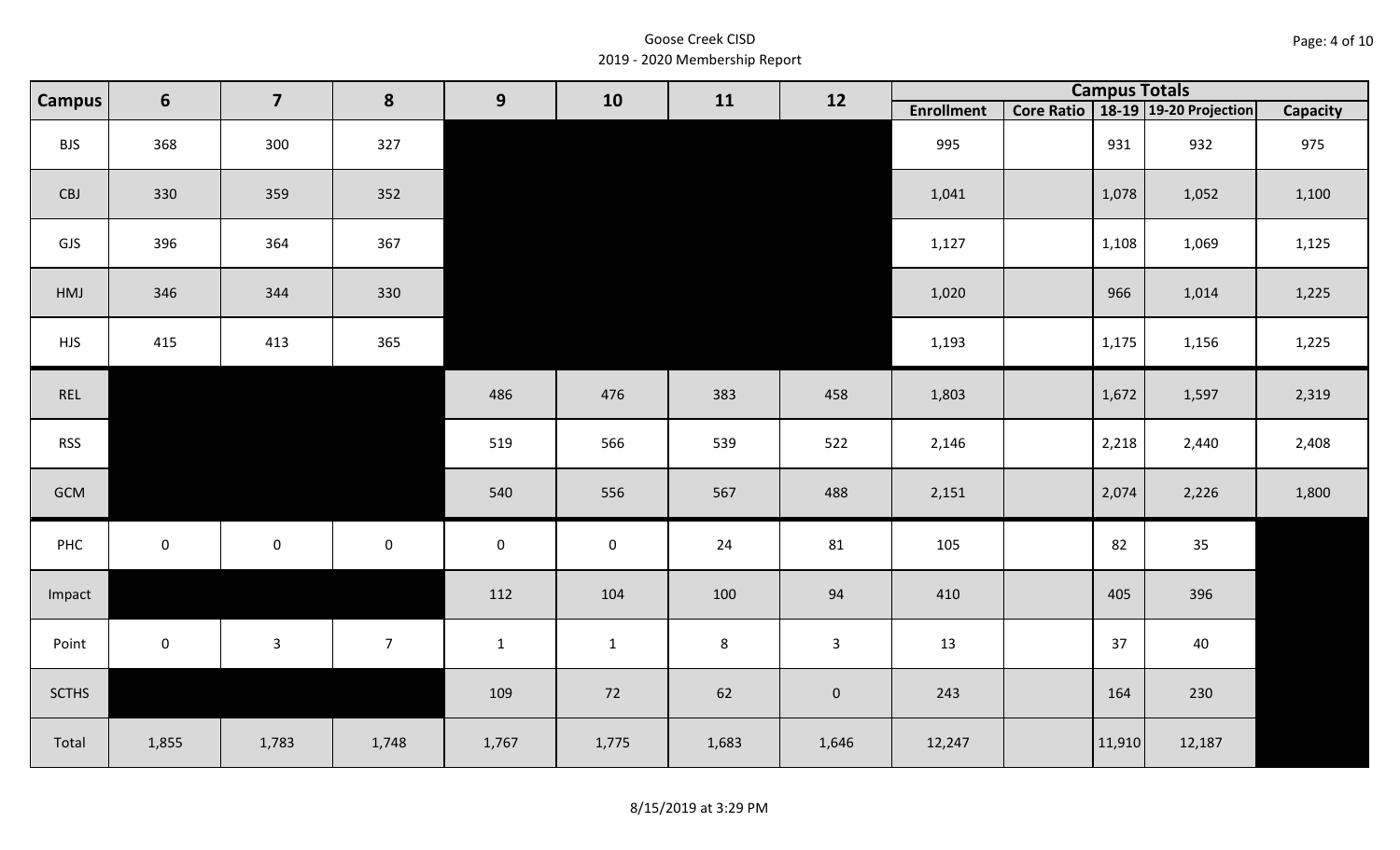Goose Creek CISD
2019 - 2020 Membership Report

| Campus | 6 | 7 | 8 | 9 | 10 | 11 | 12 | Campus Totals | | | | |
|---|---|---|---|---|---|---|---|---|---|---|---|---|
| | | | | | | | | Enrollment | Core Ratio | 18-19 | 19-20 Projection | Capacity |
| BJS | 368 | 300 | 327 | | | | | 995 | | 931 | 932 | 975 |
| CBJ | 330 | 359 | 352 | | | | | 1,041 | | 1,078 | 1,052 | 1,100 |
| GJS | 396 | 364 | 367 | | | | | 1,127 | | 1,108 | 1,069 | 1,125 |
| HMJ | 346 | 344 | 330 | | | | | 1,020 | | 966 | 1,014 | 1,225 |
| HJS | 415 | 413 | 365 | | | | | 1,193 | | 1,175 | 1,156 | 1,225 |
| REL | | | | 486 | 476 | 383 | 458 | 1,803 | | 1,672 | 1,597 | 2,319 |
| RSS | | | | 519 | 566 | 539 | 522 | 2,146 | | 2,218 | 2,440 | 2,408 |
| GCM | | | | 540 | 556 | 567 | 488 | 2,151 | | 2,074 | 2,226 | 1,800 |
| PHC | 0 | 0 | 0 | 0 | 0 | 24 | 81 | 105 | | 82 | 35 | |
| Impact | | | | 112 | 104 | 100 | 94 | 410 | | 405 | 396 | |
| Point | 0 | 3 | 7 | 1 | 1 | 8 | 3 | 13 | | 37 | 40 | |
| SCTHS | | | | 109 | 72 | 62 | 0 | 243 | | 164 | 230 | |
| Total | 1,855 | 1,783 | 1,748 | 1,767 | 1,775 | 1,683 | 1,646 | 12,247 | | 11,910 | 12,187 | |

8/15/2019 at 3:29 PM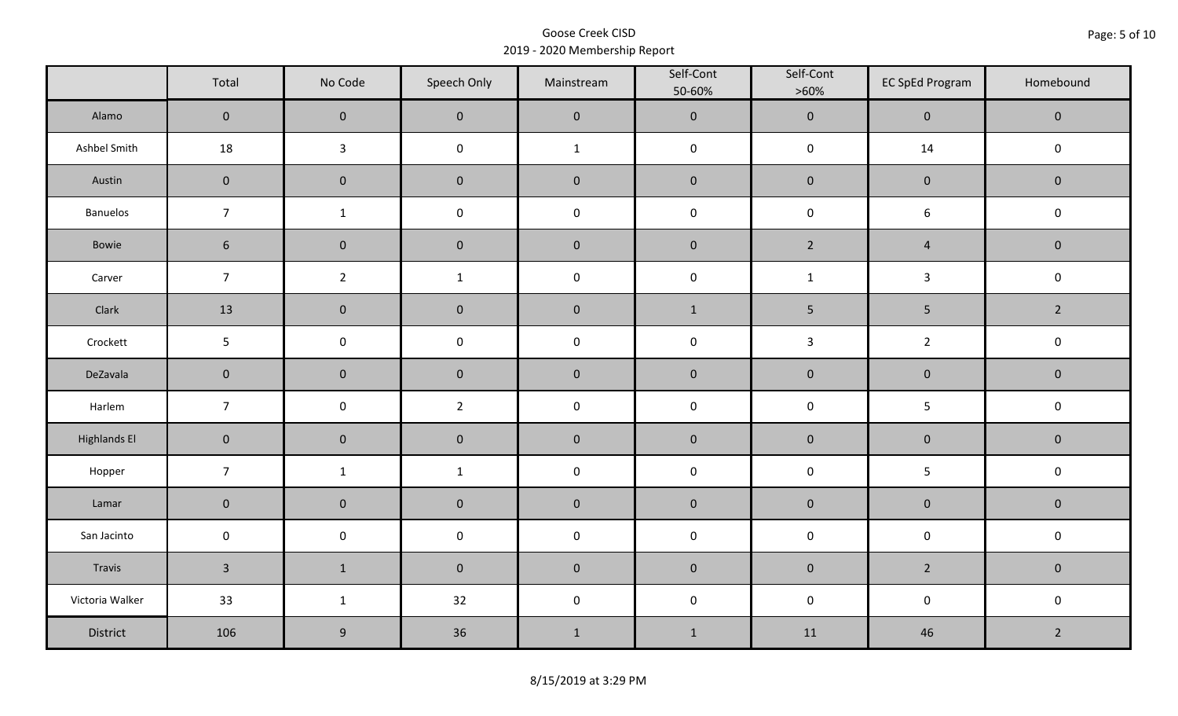# Goose Creek CISD

## 2019 - 2020 Membership Report

| | Total | No Code | Speech Only | Mainstream | Self-Cont 50-60% | Self-Cont >60% | EC SpEd Program | Homebound |
|---|---|---|---|---|---|---|---|---|
| Alamo | 0 | 0 | 0 | 0 | 0 | 0 | 0 | 0 |
| Ashbel Smith | 18 | 3 | 0 | 1 | 0 | 0 | 14 | 0 |
| Austin | 0 | 0 | 0 | 0 | 0 | 0 | 0 | 0 |
| Banuelos | 7 | 1 | 0 | 0 | 0 | 0 | 6 | 0 |
| Bowie | 6 | 0 | 0 | 0 | 0 | 2 | 4 | 0 |
| Carver | 7 | 2 | 1 | 0 | 0 | 1 | 3 | 0 |
| Clark | 13 | 0 | 0 | 0 | 1 | 5 | 5 | 2 |
| Crockett | 5 | 0 | 0 | 0 | 0 | 3 | 2 | 0 |
| DeZavala | 0 | 0 | 0 | 0 | 0 | 0 | 0 | 0 |
| Harlem | 7 | 0 | 2 | 0 | 0 | 0 | 5 | 0 |
| Highlands El | 0 | 0 | 0 | 0 | 0 | 0 | 0 | 0 |
| Hopper | 7 | 1 | 1 | 0 | 0 | 0 | 5 | 0 |
| Lamar | 0 | 0 | 0 | 0 | 0 | 0 | 0 | 0 |
| San Jacinto | 0 | 0 | 0 | 0 | 0 | 0 | 0 | 0 |
| Travis | 3 | 1 | 0 | 0 | 0 | 0 | 2 | 0 |
| Victoria Walker | 33 | 1 | 32 | 0 | 0 | 0 | 0 | 0 |
| District | 106 | 9 | 36 | 1 | 1 | 11 | 46 | 2 |

8/15/2019 at 3:29 PM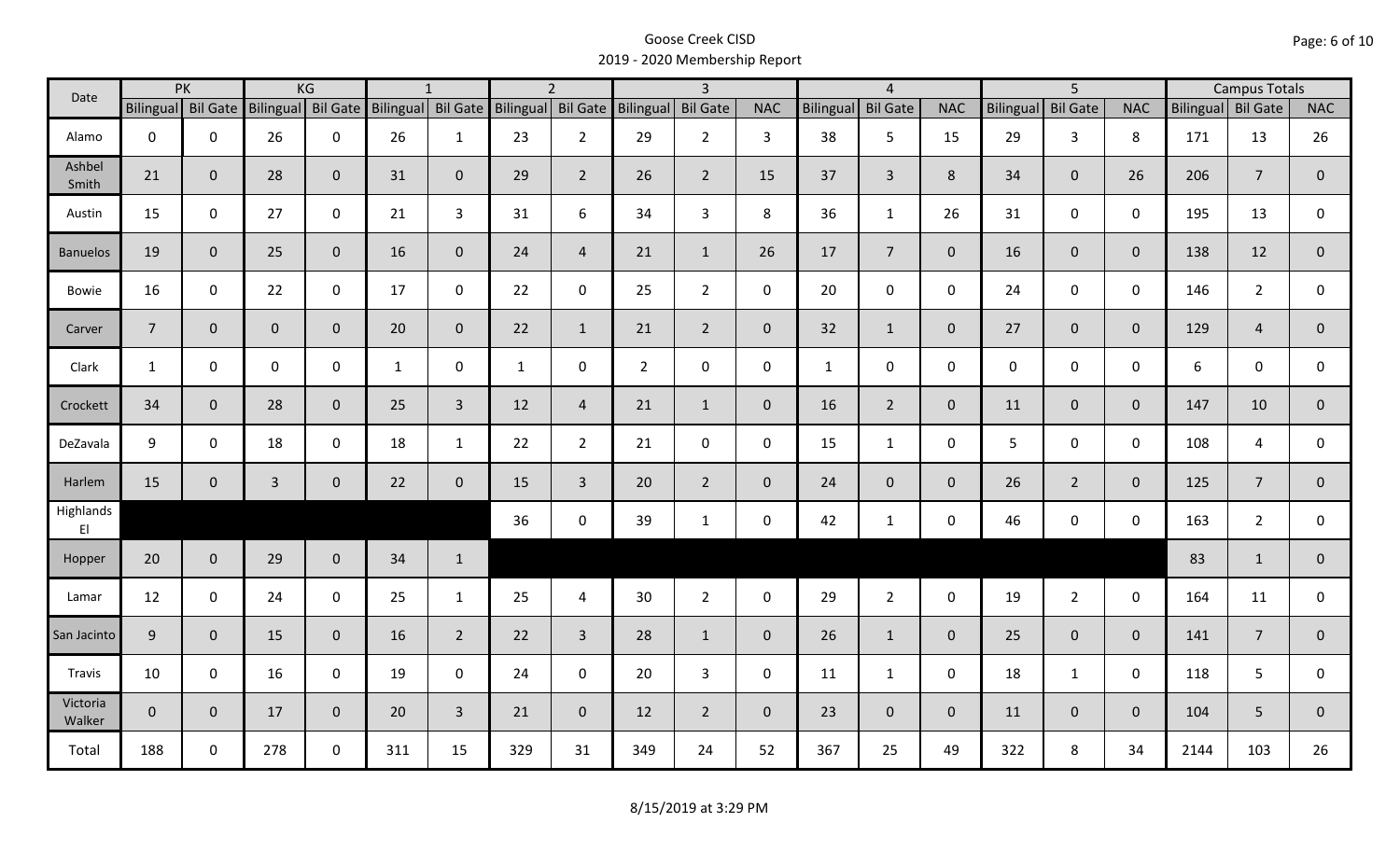# Goose Creek CISD
## 2019 - 2020 Membership Report

| Date | PK | | KG | | 1 | | 2 | | 3 | | | 4 | | | 5 | | | Campus Totals | | |
|---|---|---|---|---|---|---|---|---|---|---|---|---|---|---|---|---|---|---|---|---|
| | Bilingual | Bil Gate | Bilingual | Bil Gate | Bilingual | Bil Gate | Bilingual | Bil Gate | Bilingual | Bil Gate | NAC | Bilingual | Bil Gate | NAC | Bilingual | Bil Gate | NAC | Bilingual | Bil Gate | NAC |
| Alamo | 0 | 0 | 26 | 0 | 26 | 1 | 23 | 2 | 29 | 2 | 3 | 38 | 5 | 15 | 29 | 3 | 8 | 171 | 13 | 26 |
| Ashbel Smith | 21 | 0 | 28 | 0 | 31 | 0 | 29 | 2 | 26 | 2 | 15 | 37 | 3 | 8 | 34 | 0 | 26 | 206 | 7 | 0 |
| Austin | 15 | 0 | 27 | 0 | 21 | 3 | 31 | 6 | 34 | 3 | 8 | 36 | 1 | 26 | 31 | 0 | 0 | 195 | 13 | 0 |
| Banuelos | 19 | 0 | 25 | 0 | 16 | 0 | 24 | 4 | 21 | 1 | 26 | 17 | 7 | 0 | 16 | 0 | 0 | 138 | 12 | 0 |
| Bowie | 16 | 0 | 22 | 0 | 17 | 0 | 22 | 0 | 25 | 2 | 0 | 20 | 0 | 0 | 24 | 0 | 0 | 146 | 2 | 0 |
| Carver | 7 | 0 | 0 | 0 | 20 | 0 | 22 | 1 | 21 | 2 | 0 | 32 | 1 | 0 | 27 | 0 | 0 | 129 | 4 | 0 |
| Clark | 1 | 0 | 0 | 0 | 1 | 0 | 1 | 0 | 2 | 0 | 0 | 1 | 0 | 0 | 0 | 0 | 0 | 6 | 0 | 0 |
| Crockett | 34 | 0 | 28 | 0 | 25 | 3 | 12 | 4 | 21 | 1 | 0 | 16 | 2 | 0 | 11 | 0 | 0 | 147 | 10 | 0 |
| DeZavala | 9 | 0 | 18 | 0 | 18 | 1 | 22 | 2 | 21 | 0 | 0 | 15 | 1 | 0 | 5 | 0 | 0 | 108 | 4 | 0 |
| Harlem | 15 | 0 | 3 | 0 | 22 | 0 | 15 | 3 | 20 | 2 | 0 | 24 | 0 | 0 | 26 | 2 | 0 | 125 | 7 | 0 |
| Highlands El | | | | | | | 36 | 0 | 39 | 1 | 0 | 42 | 1 | 0 | 46 | 0 | 0 | 163 | 2 | 0 |
| Hopper | 20 | 0 | 29 | 0 | 34 | 1 | | | | | | | | | | | | 83 | 1 | 0 |
| Lamar | 12 | 0 | 24 | 0 | 25 | 1 | 25 | 4 | 30 | 2 | 0 | 29 | 2 | 0 | 19 | 2 | 0 | 164 | 11 | 0 |
| San Jacinto | 9 | 0 | 15 | 0 | 16 | 2 | 22 | 3 | 28 | 1 | 0 | 26 | 1 | 0 | 25 | 0 | 0 | 141 | 7 | 0 |
| Travis | 10 | 0 | 16 | 0 | 19 | 0 | 24 | 0 | 20 | 3 | 0 | 11 | 1 | 0 | 18 | 1 | 0 | 118 | 5 | 0 |
| Victoria Walker | 0 | 0 | 17 | 0 | 20 | 3 | 21 | 0 | 12 | 2 | 0 | 23 | 0 | 0 | 11 | 0 | 0 | 104 | 5 | 0 |
| Total | 188 | 0 | 278 | 0 | 311 | 15 | 329 | 31 | 349 | 24 | 52 | 367 | 25 | 49 | 322 | 8 | 34 | 2144 | 103 | 26 |

8/15/2019 at 3:29 PM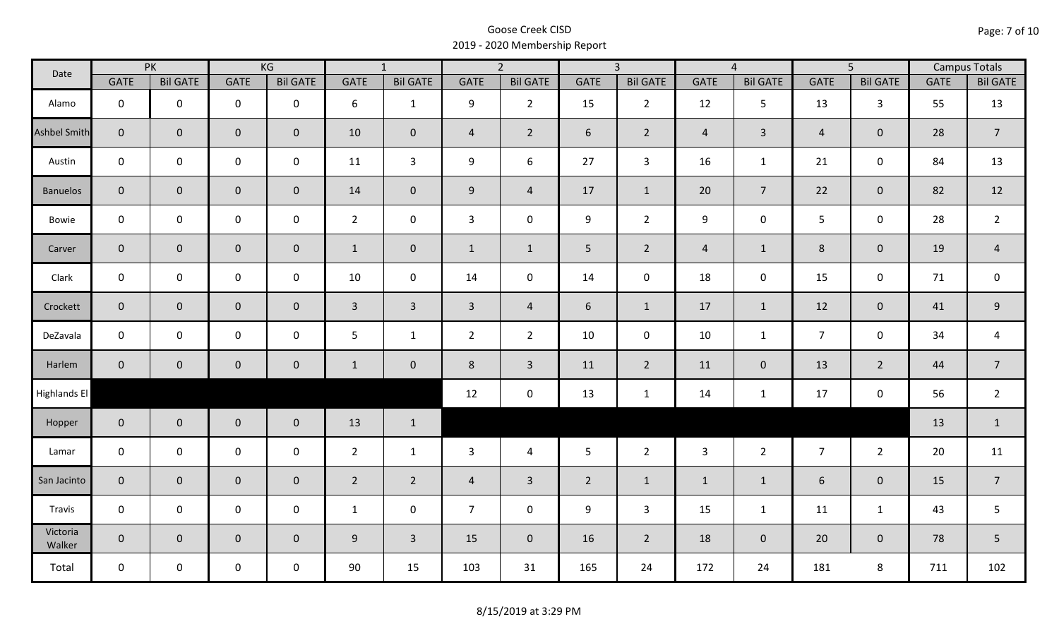Goose Creek CISD
2019 - 2020 Membership Report

| Date | PK | | KG | | 1 | | 2 | | 3 | | 4 | | 5 | | Campus Totals | |
|---|---|---|---|---|---|---|---|---|---|---|---|---|---|---|---|---|
| | GATE | Bil GATE | GATE | Bil GATE | GATE | Bil GATE | GATE | Bil GATE | GATE | Bil GATE | GATE | Bil GATE | GATE | Bil GATE | GATE | Bil GATE |
| Alamo | 0 | 0 | 0 | 0 | 6 | 1 | 9 | 2 | 15 | 2 | 12 | 5 | 13 | 3 | 55 | 13 |
| Ashbel Smith | 0 | 0 | 0 | 0 | 10 | 0 | 4 | 2 | 6 | 2 | 4 | 3 | 4 | 0 | 28 | 7 |
| Austin | 0 | 0 | 0 | 0 | 11 | 3 | 9 | 6 | 27 | 3 | 16 | 1 | 21 | 0 | 84 | 13 |
| Banuelos | 0 | 0 | 0 | 0 | 14 | 0 | 9 | 4 | 17 | 1 | 20 | 7 | 22 | 0 | 82 | 12 |
| Bowie | 0 | 0 | 0 | 0 | 2 | 0 | 3 | 0 | 9 | 2 | 9 | 0 | 5 | 0 | 28 | 2 |
| Carver | 0 | 0 | 0 | 0 | 1 | 0 | 1 | 1 | 5 | 2 | 4 | 1 | 8 | 0 | 19 | 4 |
| Clark | 0 | 0 | 0 | 0 | 10 | 0 | 14 | 0 | 14 | 0 | 18 | 0 | 15 | 0 | 71 | 0 |
| Crockett | 0 | 0 | 0 | 0 | 3 | 3 | 3 | 4 | 6 | 1 | 17 | 1 | 12 | 0 | 41 | 9 |
| DeZavala | 0 | 0 | 0 | 0 | 5 | 1 | 2 | 2 | 10 | 0 | 10 | 1 | 7 | 0 | 34 | 4 |
| Harlem | 0 | 0 | 0 | 0 | 1 | 0 | 8 | 3 | 11 | 2 | 11 | 0 | 13 | 2 | 44 | 7 |
| Highlands El | | | | | | | 12 | 0 | 13 | 1 | 14 | 1 | 17 | 0 | 56 | 2 |
| Hopper | 0 | 0 | 0 | 0 | 13 | 1 | | | | | | | | | 13 | 1 |
| Lamar | 0 | 0 | 0 | 0 | 2 | 1 | 3 | 4 | 5 | 2 | 3 | 2 | 7 | 2 | 20 | 11 |
| San Jacinto | 0 | 0 | 0 | 0 | 2 | 2 | 4 | 3 | 2 | 1 | 1 | 1 | 6 | 0 | 15 | 7 |
| Travis | 0 | 0 | 0 | 0 | 1 | 0 | 7 | 0 | 9 | 3 | 15 | 1 | 11 | 1 | 43 | 5 |
| Victoria Walker | 0 | 0 | 0 | 0 | 9 | 3 | 15 | 0 | 16 | 2 | 18 | 0 | 20 | 0 | 78 | 5 |
| Total | 0 | 0 | 0 | 0 | 90 | 15 | 103 | 31 | 165 | 24 | 172 | 24 | 181 | 8 | 711 | 102 |

8/15/2019 at 3:29 PM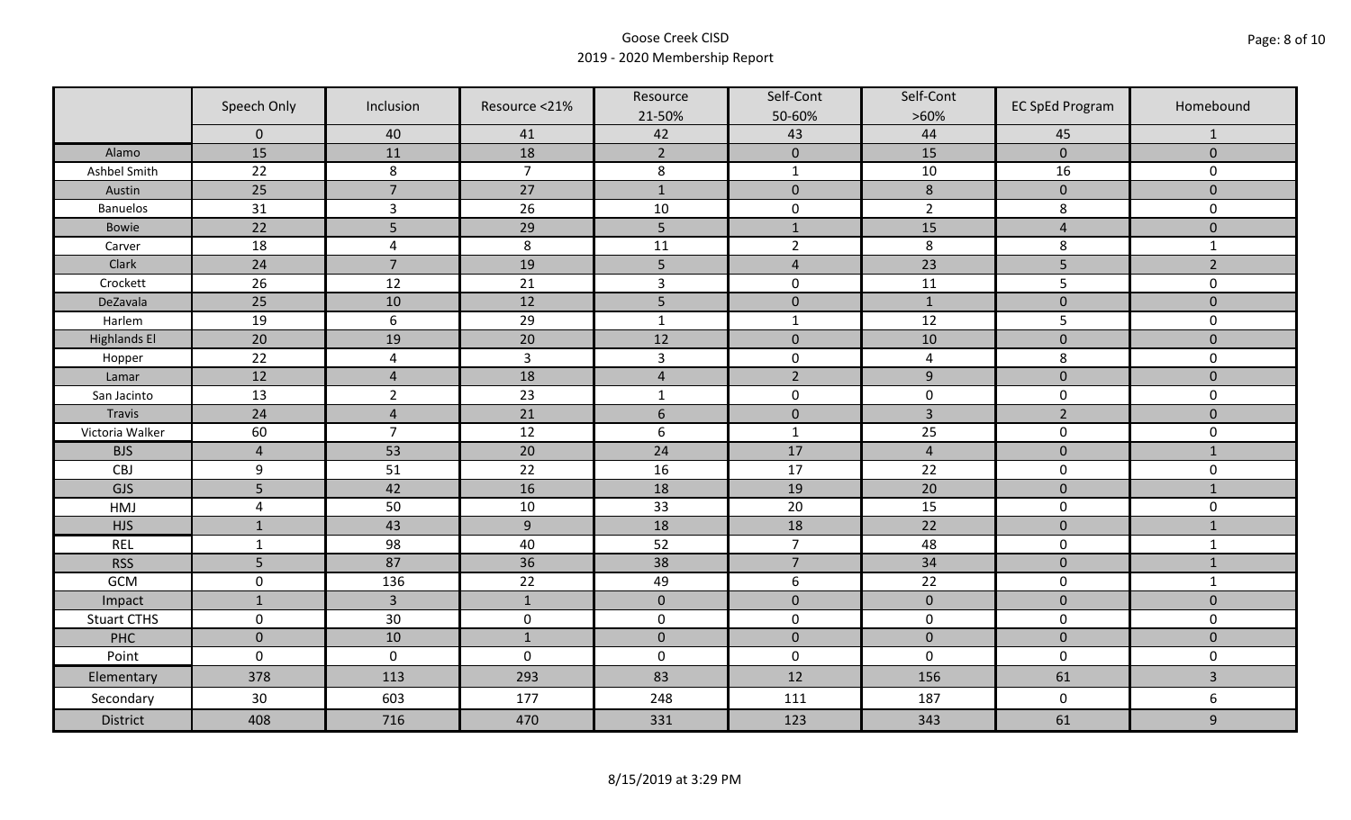# Goose Creek CISD
## 2019 - 2020 Membership Report

| | Speech Only | Inclusion | Resource <21% | Resource 21-50% | Self-Cont 50-60% | Self-Cont >60% | EC SpEd Program | Homebound |
|---|---|---|---|---|---|---|---|---|
| | 0 | 40 | 41 | 42 | 43 | 44 | 45 | 1 |
| Alamo | 15 | 11 | 18 | 2 | 0 | 15 | 0 | 0 |
| Ashbel Smith | 22 | 8 | 7 | 8 | 1 | 10 | 16 | 0 |
| Austin | 25 | 7 | 27 | 1 | 0 | 8 | 0 | 0 |
| Banuelos | 31 | 3 | 26 | 10 | 0 | 2 | 8 | 0 |
| Bowie | 22 | 5 | 29 | 5 | 1 | 15 | 4 | 0 |
| Carver | 18 | 4 | 8 | 11 | 2 | 8 | 8 | 1 |
| Clark | 24 | 7 | 19 | 5 | 4 | 23 | 5 | 2 |
| Crockett | 26 | 12 | 21 | 3 | 0 | 11 | 5 | 0 |
| DeZavala | 25 | 10 | 12 | 5 | 0 | 1 | 0 | 0 |
| Harlem | 19 | 6 | 29 | 1 | 1 | 12 | 5 | 0 |
| Highlands El | 20 | 19 | 20 | 12 | 0 | 10 | 0 | 0 |
| Hopper | 22 | 4 | 3 | 3 | 0 | 4 | 8 | 0 |
| Lamar | 12 | 4 | 18 | 4 | 2 | 9 | 0 | 0 |
| San Jacinto | 13 | 2 | 23 | 1 | 0 | 0 | 0 | 0 |
| Travis | 24 | 4 | 21 | 6 | 0 | 3 | 2 | 0 |
| Victoria Walker | 60 | 7 | 12 | 6 | 1 | 25 | 0 | 0 |
| BJS | 4 | 53 | 20 | 24 | 17 | 4 | 0 | 1 |
| CBJ | 9 | 51 | 22 | 16 | 17 | 22 | 0 | 0 |
| GJS | 5 | 42 | 16 | 18 | 19 | 20 | 0 | 1 |
| HMJ | 4 | 50 | 10 | 33 | 20 | 15 | 0 | 0 |
| HJS | 1 | 43 | 9 | 18 | 18 | 22 | 0 | 1 |
| REL | 1 | 98 | 40 | 52 | 7 | 48 | 0 | 1 |
| RSS | 5 | 87 | 36 | 38 | 7 | 34 | 0 | 1 |
| GCM | 0 | 136 | 22 | 49 | 6 | 22 | 0 | 1 |
| Impact | 1 | 3 | 1 | 0 | 0 | 0 | 0 | 0 |
| Stuart CTHS | 0 | 30 | 0 | 0 | 0 | 0 | 0 | 0 |
| PHC | 0 | 10 | 1 | 0 | 0 | 0 | 0 | 0 |
| Point | 0 | 0 | 0 | 0 | 0 | 0 | 0 | 0 |
| Elementary | 378 | 113 | 293 | 83 | 12 | 156 | 61 | 3 |
| Secondary | 30 | 603 | 177 | 248 | 111 | 187 | 0 | 6 |
| District | 408 | 716 | 470 | 331 | 123 | 343 | 61 | 9 |

8/15/2019 at 3:29 PM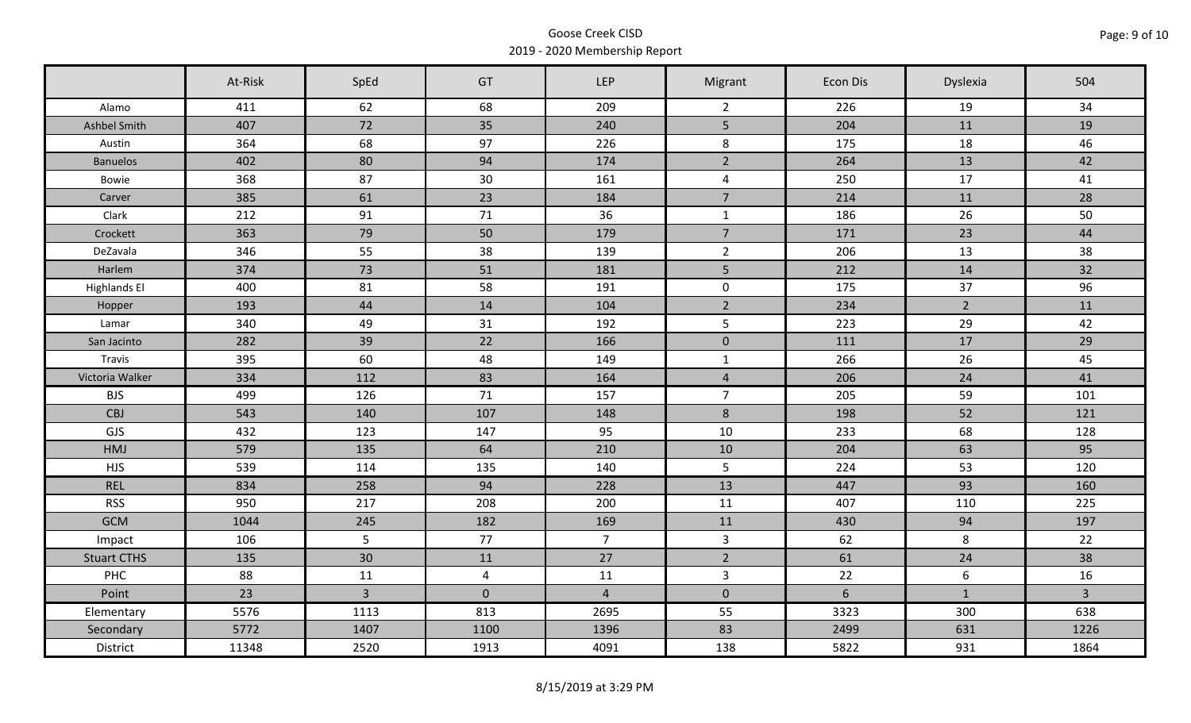Goose Creek CISD
2019 - 2020 Membership Report

| | At-Risk | SpEd | GT | LEP | Migrant | Econ Dis | Dyslexia | 504 |
|---|---|---|---|---|---|---|---|---|
| Alamo | 411 | 62 | 68 | 209 | 2 | 226 | 19 | 34 |
| Ashbel Smith | 407 | 72 | 35 | 240 | 5 | 204 | 11 | 19 |
| Austin | 364 | 68 | 97 | 226 | 8 | 175 | 18 | 46 |
| Banuelos | 402 | 80 | 94 | 174 | 2 | 264 | 13 | 42 |
| Bowie | 368 | 87 | 30 | 161 | 4 | 250 | 17 | 41 |
| Carver | 385 | 61 | 23 | 184 | 7 | 214 | 11 | 28 |
| Clark | 212 | 91 | 71 | 36 | 1 | 186 | 26 | 50 |
| Crockett | 363 | 79 | 50 | 179 | 7 | 171 | 23 | 44 |
| DeZavala | 346 | 55 | 38 | 139 | 2 | 206 | 13 | 38 |
| Harlem | 374 | 73 | 51 | 181 | 5 | 212 | 14 | 32 |
| Highlands El | 400 | 81 | 58 | 191 | 0 | 175 | 37 | 96 |
| Hopper | 193 | 44 | 14 | 104 | 2 | 234 | 2 | 11 |
| Lamar | 340 | 49 | 31 | 192 | 5 | 223 | 29 | 42 |
| San Jacinto | 282 | 39 | 22 | 166 | 0 | 111 | 17 | 29 |
| Travis | 395 | 60 | 48 | 149 | 1 | 266 | 26 | 45 |
| Victoria Walker | 334 | 112 | 83 | 164 | 4 | 206 | 24 | 41 |
| BJS | 499 | 126 | 71 | 157 | 7 | 205 | 59 | 101 |
| CBJ | 543 | 140 | 107 | 148 | 8 | 198 | 52 | 121 |
| GJS | 432 | 123 | 147 | 95 | 10 | 233 | 68 | 128 |
| HMJ | 579 | 135 | 64 | 210 | 10 | 204 | 63 | 95 |
| HJS | 539 | 114 | 135 | 140 | 5 | 224 | 53 | 120 |
| REL | 834 | 258 | 94 | 228 | 13 | 447 | 93 | 160 |
| RSS | 950 | 217 | 208 | 200 | 11 | 407 | 110 | 225 |
| GCM | 1044 | 245 | 182 | 169 | 11 | 430 | 94 | 197 |
| Impact | 106 | 5 | 77 | 7 | 3 | 62 | 8 | 22 |
| Stuart CTHS | 135 | 30 | 11 | 27 | 2 | 61 | 24 | 38 |
| PHC | 88 | 11 | 4 | 11 | 3 | 22 | 6 | 16 |
| Point | 23 | 3 | 0 | 4 | 0 | 6 | 1 | 3 |
| Elementary | 5576 | 1113 | 813 | 2695 | 55 | 3323 | 300 | 638 |
| Secondary | 5772 | 1407 | 1100 | 1396 | 83 | 2499 | 631 | 1226 |
| District | 11348 | 2520 | 1913 | 4091 | 138 | 5822 | 931 | 1864 |

8/15/2019 at 3:29 PM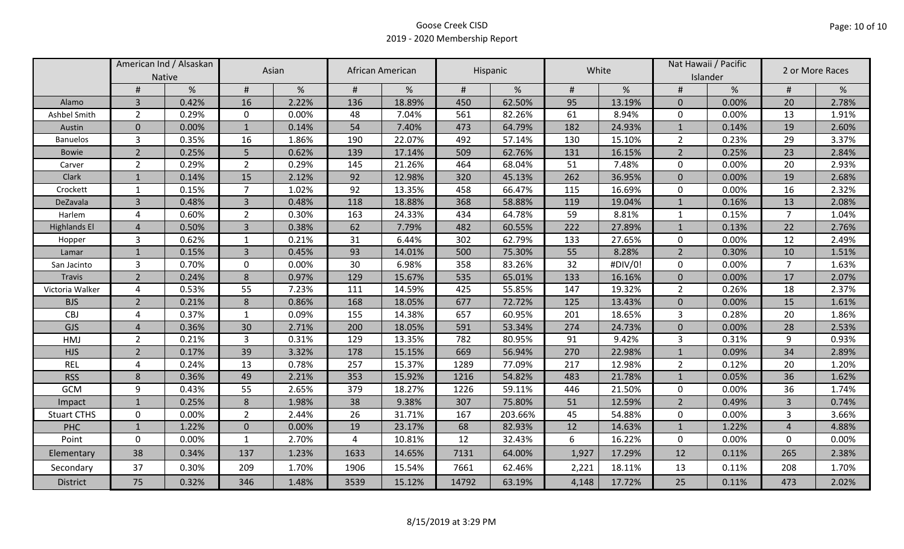# Goose Creek CISD
## 2019 - 2020 Membership Report

| | American Ind / Alsaskan Native | | Asian | | African American | | Hispanic | | White | | Nat Hawaii / Pacific Islander | | 2 or More Races | |
|---|---|---|---|---|---|---|---|---|---|---|---|---|---|---|
| | # | % | # | % | # | % | # | % | # | % | # | % | # | % |
| Alamo | 3 | 0.42% | 16 | 2.22% | 136 | 18.89% | 450 | 62.50% | 95 | 13.19% | 0 | 0.00% | 20 | 2.78% |
| Ashbel Smith | 2 | 0.29% | 0 | 0.00% | 48 | 7.04% | 561 | 82.26% | 61 | 8.94% | 0 | 0.00% | 13 | 1.91% |
| Austin | 0 | 0.00% | 1 | 0.14% | 54 | 7.40% | 473 | 64.79% | 182 | 24.93% | 1 | 0.14% | 19 | 2.60% |
| Banuelos | 3 | 0.35% | 16 | 1.86% | 190 | 22.07% | 492 | 57.14% | 130 | 15.10% | 2 | 0.23% | 29 | 3.37% |
| Bowie | 2 | 0.25% | 5 | 0.62% | 139 | 17.14% | 509 | 62.76% | 131 | 16.15% | 2 | 0.25% | 23 | 2.84% |
| Carver | 2 | 0.29% | 2 | 0.29% | 145 | 21.26% | 464 | 68.04% | 51 | 7.48% | 0 | 0.00% | 20 | 2.93% |
| Clark | 1 | 0.14% | 15 | 2.12% | 92 | 12.98% | 320 | 45.13% | 262 | 36.95% | 0 | 0.00% | 19 | 2.68% |
| Crockett | 1 | 0.15% | 7 | 1.02% | 92 | 13.35% | 458 | 66.47% | 115 | 16.69% | 0 | 0.00% | 16 | 2.32% |
| DeZavala | 3 | 0.48% | 3 | 0.48% | 118 | 18.88% | 368 | 58.88% | 119 | 19.04% | 1 | 0.16% | 13 | 2.08% |
| Harlem | 4 | 0.60% | 2 | 0.30% | 163 | 24.33% | 434 | 64.78% | 59 | 8.81% | 1 | 0.15% | 7 | 1.04% |
| Highlands El | 4 | 0.50% | 3 | 0.38% | 62 | 7.79% | 482 | 60.55% | 222 | 27.89% | 1 | 0.13% | 22 | 2.76% |
| Hopper | 3 | 0.62% | 1 | 0.21% | 31 | 6.44% | 302 | 62.79% | 133 | 27.65% | 0 | 0.00% | 12 | 2.49% |
| Lamar | 1 | 0.15% | 3 | 0.45% | 93 | 14.01% | 500 | 75.30% | 55 | 8.28% | 2 | 0.30% | 10 | 1.51% |
| San Jacinto | 3 | 0.70% | 0 | 0.00% | 30 | 6.98% | 358 | 83.26% | 32 | #DIV/0! | 0 | 0.00% | 7 | 1.63% |
| Travis | 2 | 0.24% | 8 | 0.97% | 129 | 15.67% | 535 | 65.01% | 133 | 16.16% | 0 | 0.00% | 17 | 2.07% |
| Victoria Walker | 4 | 0.53% | 55 | 7.23% | 111 | 14.59% | 425 | 55.85% | 147 | 19.32% | 2 | 0.26% | 18 | 2.37% |
| BJS | 2 | 0.21% | 8 | 0.86% | 168 | 18.05% | 677 | 72.72% | 125 | 13.43% | 0 | 0.00% | 15 | 1.61% |
| CBJ | 4 | 0.37% | 1 | 0.09% | 155 | 14.38% | 657 | 60.95% | 201 | 18.65% | 3 | 0.28% | 20 | 1.86% |
| GJS | 4 | 0.36% | 30 | 2.71% | 200 | 18.05% | 591 | 53.34% | 274 | 24.73% | 0 | 0.00% | 28 | 2.53% |
| HMJ | 2 | 0.21% | 3 | 0.31% | 129 | 13.35% | 782 | 80.95% | 91 | 9.42% | 3 | 0.31% | 9 | 0.93% |
| HJS | 2 | 0.17% | 39 | 3.32% | 178 | 15.15% | 669 | 56.94% | 270 | 22.98% | 1 | 0.09% | 34 | 2.89% |
| REL | 4 | 0.24% | 13 | 0.78% | 257 | 15.37% | 1289 | 77.09% | 217 | 12.98% | 2 | 0.12% | 20 | 1.20% |
| RSS | 8 | 0.36% | 49 | 2.21% | 353 | 15.92% | 1216 | 54.82% | 483 | 21.78% | 1 | 0.05% | 36 | 1.62% |
| GCM | 9 | 0.43% | 55 | 2.65% | 379 | 18.27% | 1226 | 59.11% | 446 | 21.50% | 0 | 0.00% | 36 | 1.74% |
| Impact | 1 | 0.25% | 8 | 1.98% | 38 | 9.38% | 307 | 75.80% | 51 | 12.59% | 2 | 0.49% | 3 | 0.74% |
| Stuart CTHS | 0 | 0.00% | 2 | 2.44% | 26 | 31.71% | 167 | 203.66% | 45 | 54.88% | 0 | 0.00% | 3 | 3.66% |
| PHC | 1 | 1.22% | 0 | 0.00% | 19 | 23.17% | 68 | 82.93% | 12 | 14.63% | 1 | 1.22% | 4 | 4.88% |
| Point | 0 | 0.00% | 1 | 2.70% | 4 | 10.81% | 12 | 32.43% | 6 | 16.22% | 0 | 0.00% | 0 | 0.00% |
| Elementary | 38 | 0.34% | 137 | 1.23% | 1633 | 14.65% | 7131 | 64.00% | 1,927 | 17.29% | 12 | 0.11% | 265 | 2.38% |
| Secondary | 37 | 0.30% | 209 | 1.70% | 1906 | 15.54% | 7661 | 62.46% | 2,221 | 18.11% | 13 | 0.11% | 208 | 1.70% |
| District | 75 | 0.32% | 346 | 1.48% | 3539 | 15.12% | 14792 | 63.19% | 4,148 | 17.72% | 25 | 0.11% | 473 | 2.02% |

8/15/2019 at 3:29 PM